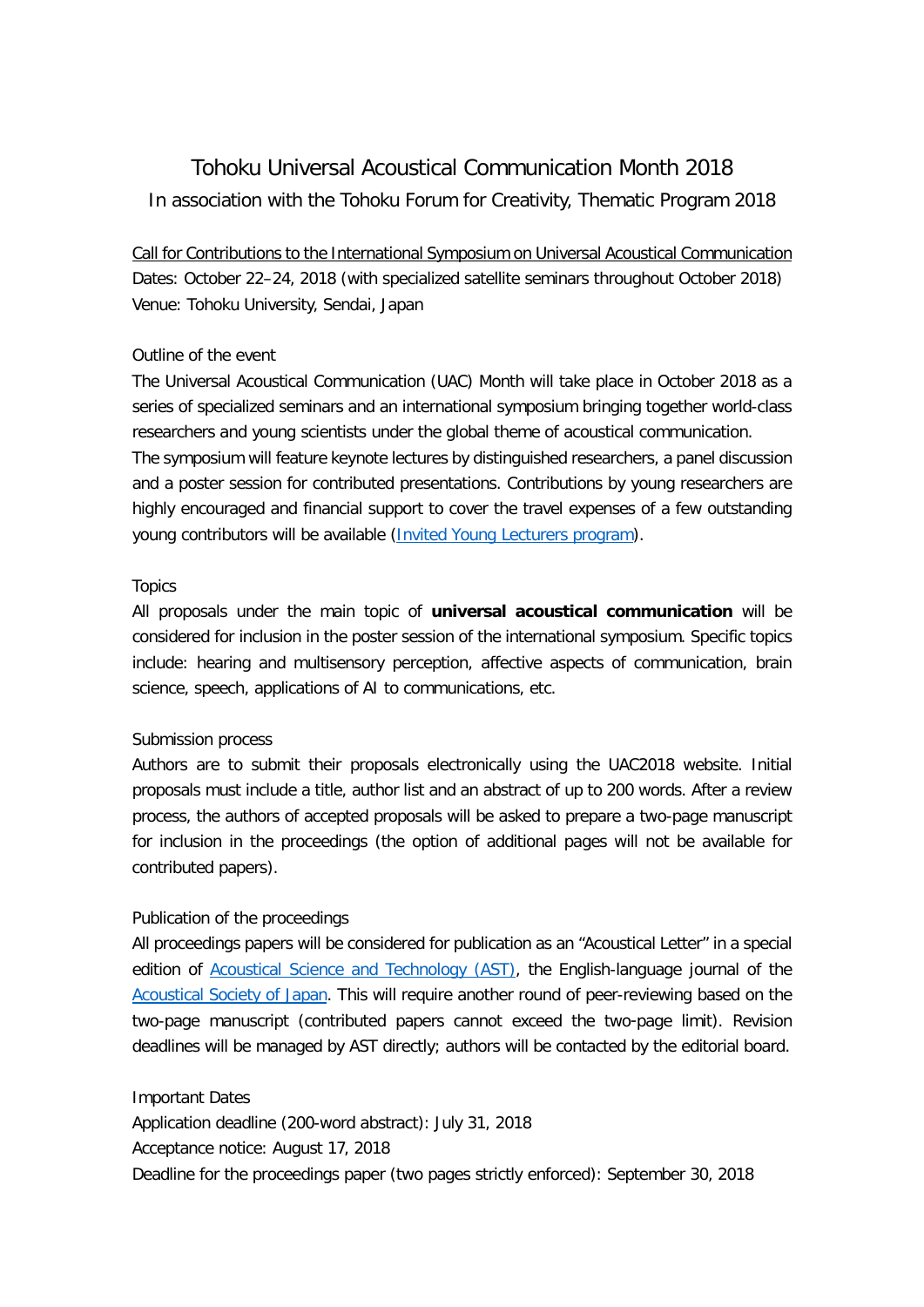# Tohoku Universal Acoustical Communication Month 2018

In association with the Tohoku Forum for Creativity, Thematic Program 2018

Call for Contributions to the International Symposium on Universal Acoustical Communication

Dates: October 22–24, 2018 (with specialized satellite seminars throughout October 2018)

Venue: Tohoku University, Sendai, Japan

## Outline of the event

The Universal Acoustical Communication (UAC) Month will take place in October 2018 as a series of specialized seminars and an international symposium bringing together world-class researchers and young scientists under the global theme of acoustical communication.

The symposium will feature keynote lectures by distinguished researchers, a panel discussion and a poster session for contributed presentations. Contributions by young researchers are highly encouraged and financial support to cover the travel expenses of a few outstanding young contributors will be available (Invited Young Lecturers program).

## Topics

All proposals under the main topic of **universal acoustical communication** will be considered for inclusion in the poster session of the international symposium. Specific topics include: hearing and multisensory perception, affective aspects of communication, brain science, speech, applications of AI to communications, etc.

## Submission process

Authors are to submit their proposals electronically using the UAC2018 website. Initial proposals must include a title, author list and an abstract of up to 200 words. After a review process, the authors of accepted proposals will be asked to prepare a two-page manuscript for inclusion in the proceedings (the option of additional pages will not be available for contributed papers).

## Publication of the proceedings

All proceedings papers will be considered for publication as an "Acoustical Letter" in a special edition of Acoustical Science and Technology (AST), the English-language journal of the Acoustical Society of Japan. This will require another round of peer-reviewing based on the two-page manuscript (contributed papers cannot exceed the two-page limit). Revision deadlines will be managed by AST directly; authors will be contacted by the editorial board.

## Important Dates

Application deadline (200-word abstract): July 31, 2018

Acceptance notice: August 17, 2018

Deadline for the proceedings paper (two pages strictly enforced): September 30, 2018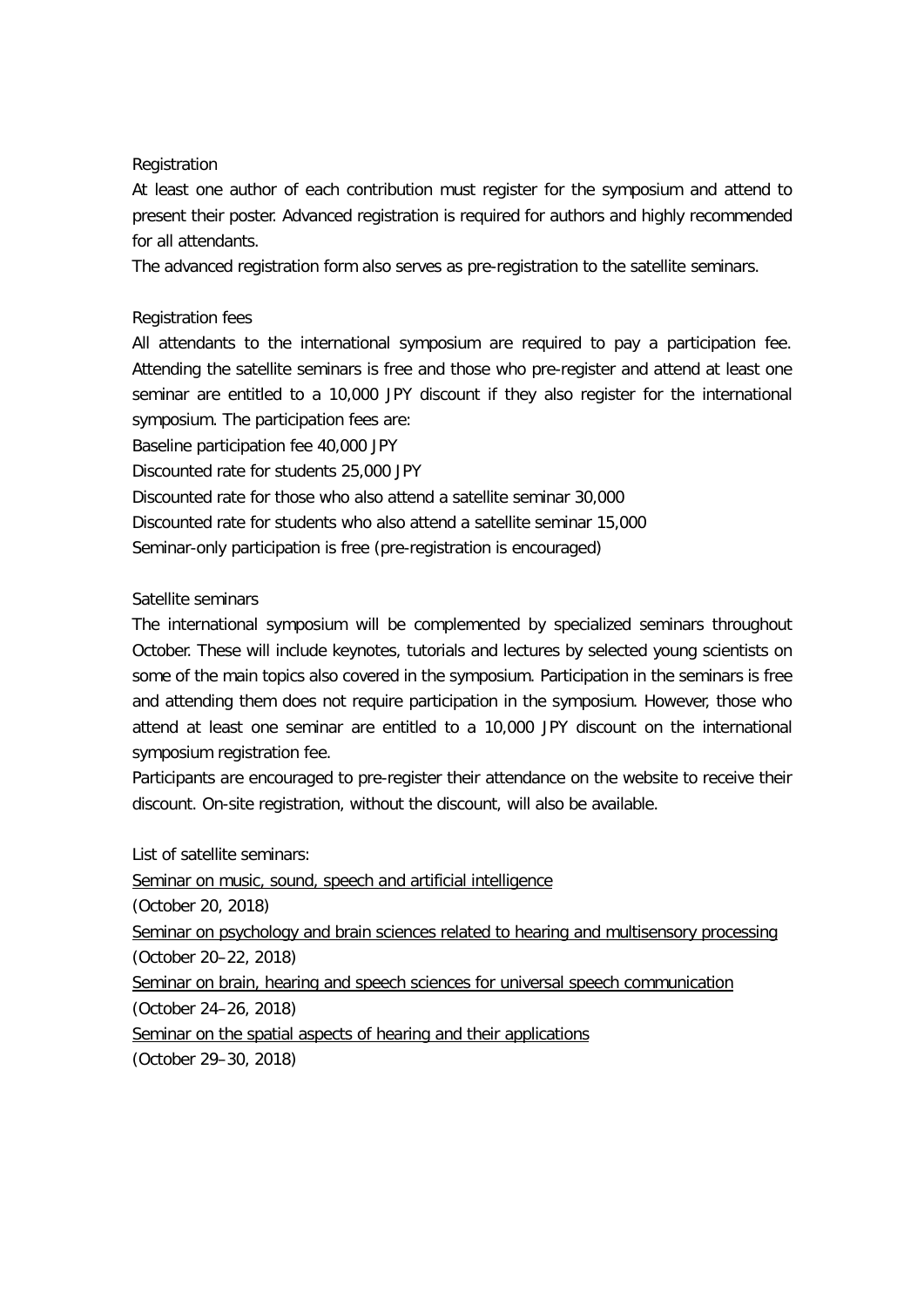## Registration

At least one author of each contribution must register for the symposium and attend to present their poster. Advanced registration is required for authors and highly recommended for all attendants.

The advanced registration form also serves as pre-registration to the satellite seminars.

## Registration fees

All attendants to the international symposium are required to pay a participation fee. Attending the satellite seminars is free and those who pre-register and attend at least one seminar are entitled to a 10,000 JPY discount if they also register for the international symposium. The participation fees are:

Baseline participation fee 40,000 JPY

Discounted rate for students 25,000 JPY

Discounted rate for those who also attend a satellite seminar 30,000

Discounted rate for students who also attend a satellite seminar 15,000

Seminar-only participation is free (pre-registration is encouraged)

## Satellite seminars

The international symposium will be complemented by specialized seminars throughout October. These will include keynotes, tutorials and lectures by selected young scientists on some of the main topics also covered in the symposium. Participation in the seminars is free and attending them does not require participation in the symposium. However, those who attend at least one seminar are entitled to a 10,000 JPY discount on the international symposium registration fee.

Participants are encouraged to pre-register their attendance on the website to receive their discount. On-site registration, without the discount, will also be available.

List of satellite seminars:

Seminar on music, sound, speech and artificial intelligence
(October 20, 2018)

Seminar on psychology and brain sciences related to hearing and multisensory processing
(October 20–22, 2018)

Seminar on brain, hearing and speech sciences for universal speech communication
(October 24–26, 2018)

Seminar on the spatial aspects of hearing and their applications
(October 29–30, 2018)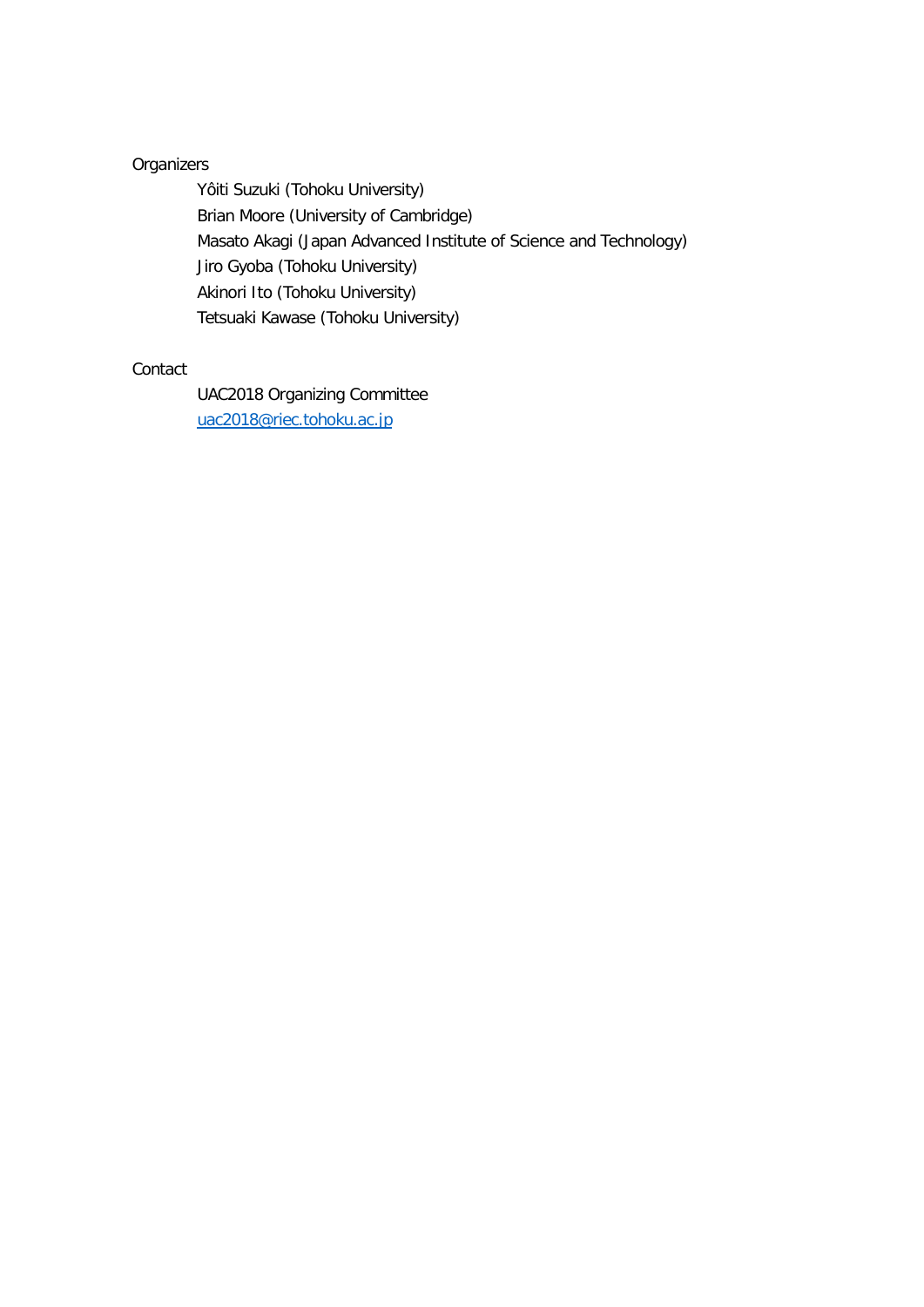Organizers

Yôiti Suzuki (Tohoku University)
Brian Moore (University of Cambridge)
Masato Akagi (Japan Advanced Institute of Science and Technology)
Jiro Gyoba (Tohoku University)
Akinori Ito (Tohoku University)
Tetsuaki Kawase (Tohoku University)

Contact

UAC2018 Organizing Committee
uac2018@riec.tohoku.ac.jp